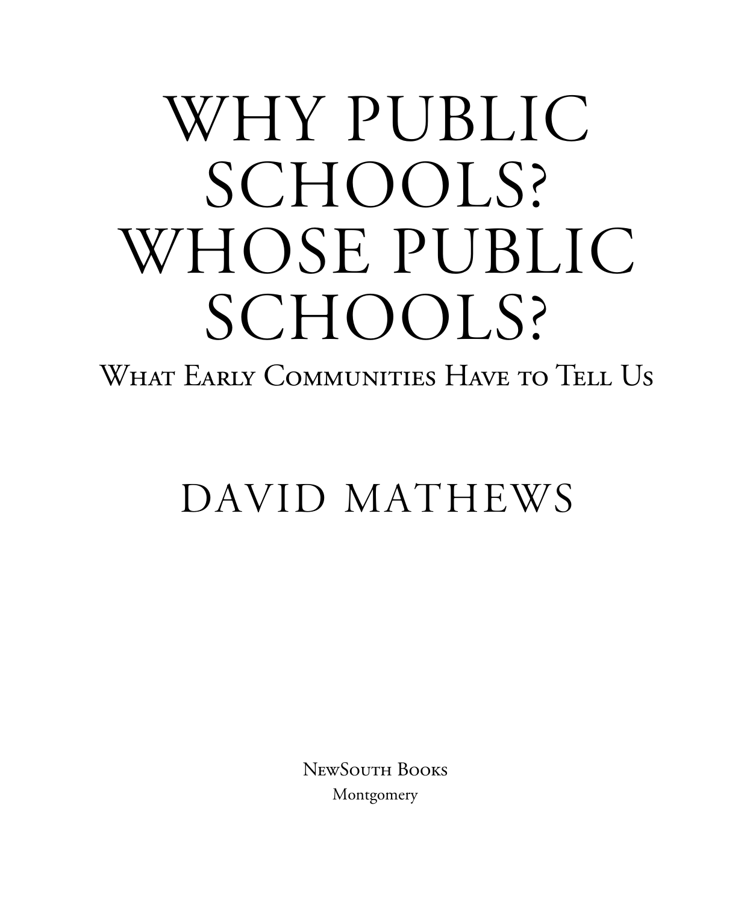# WHY PUBLIC SCHOOLS? WHOSE PUBLIC SCHOOLS?

## What Early Communities Have to Tell Us

DAVID MATHEWS

NewSouth Books

Montgomery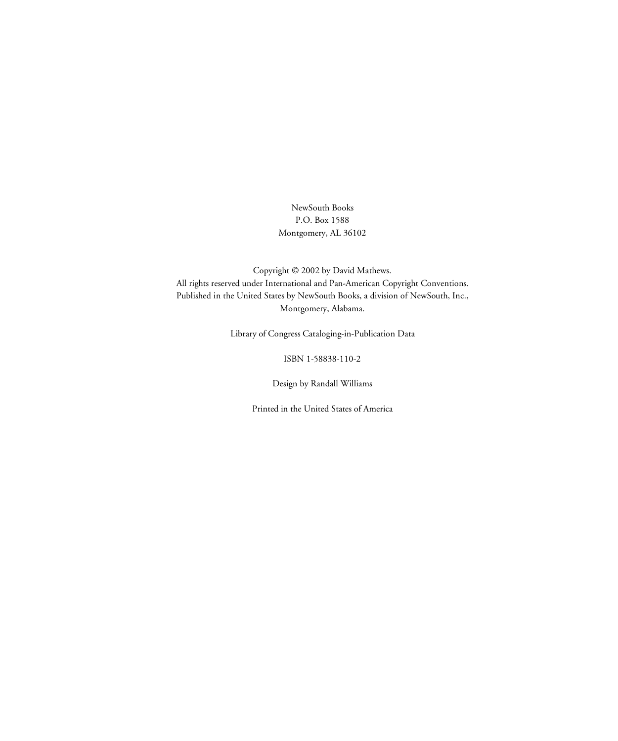NewSouth Books
P.O. Box 1588
Montgomery, AL 36102

Copyright © 2002 by David Mathews.
All rights reserved under International and Pan-American Copyright Conventions.
Published in the United States by NewSouth Books, a division of NewSouth, Inc.,
Montgomery, Alabama.

Library of Congress Cataloging-in-Publication Data

ISBN 1-58838-110-2

Design by Randall Williams

Printed in the United States of America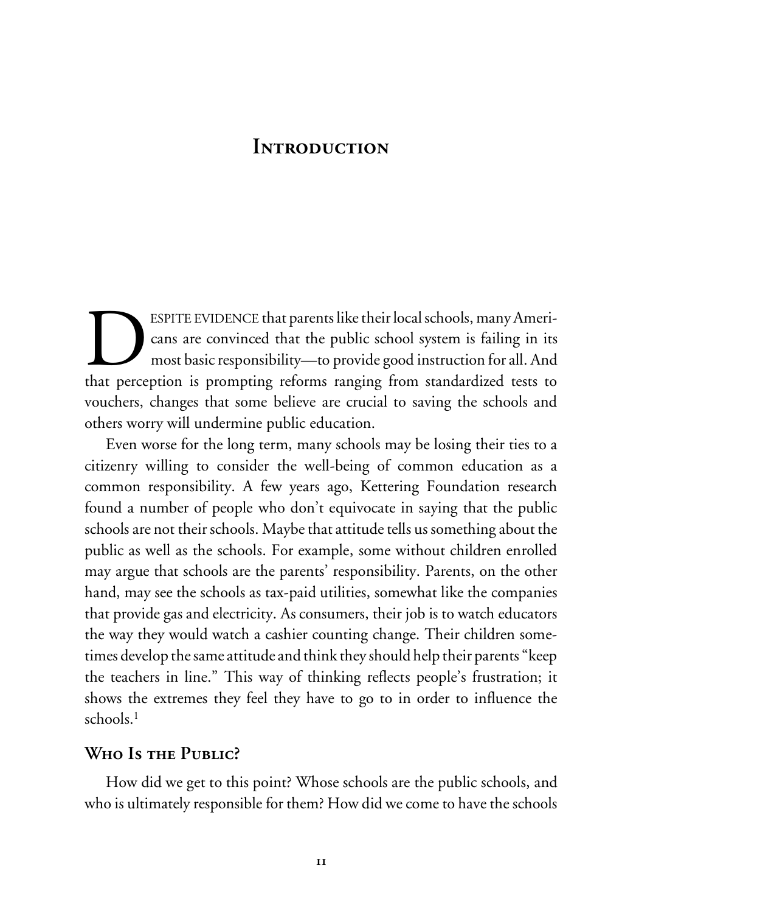# Introduction

Despite evidence that parents like their local schools, many Americans are convinced that the public school system is failing in its most basic responsibility—to provide good instruction for all. And that perception is prompting reforms ranging from standardized tests to vouchers, changes that some believe are crucial to saving the schools and others worry will undermine public education.

Even worse for the long term, many schools may be losing their ties to a citizenry willing to consider the well-being of common education as a common responsibility. A few years ago, Kettering Foundation research found a number of people who don't equivocate in saying that the public schools are not their schools. Maybe that attitude tells us something about the public as well as the schools. For example, some without children enrolled may argue that schools are the parents' responsibility. Parents, on the other hand, may see the schools as tax-paid utilities, somewhat like the companies that provide gas and electricity. As consumers, their job is to watch educators the way they would watch a cashier counting change. Their children sometimes develop the same attitude and think they should help their parents "keep the teachers in line." This way of thinking reflects people's frustration; it shows the extremes they feel they have to go to in order to influence the schools.[1]

## Who Is the Public?

How did we get to this point? Whose schools are the public schools, and who is ultimately responsible for them? How did we come to have the schools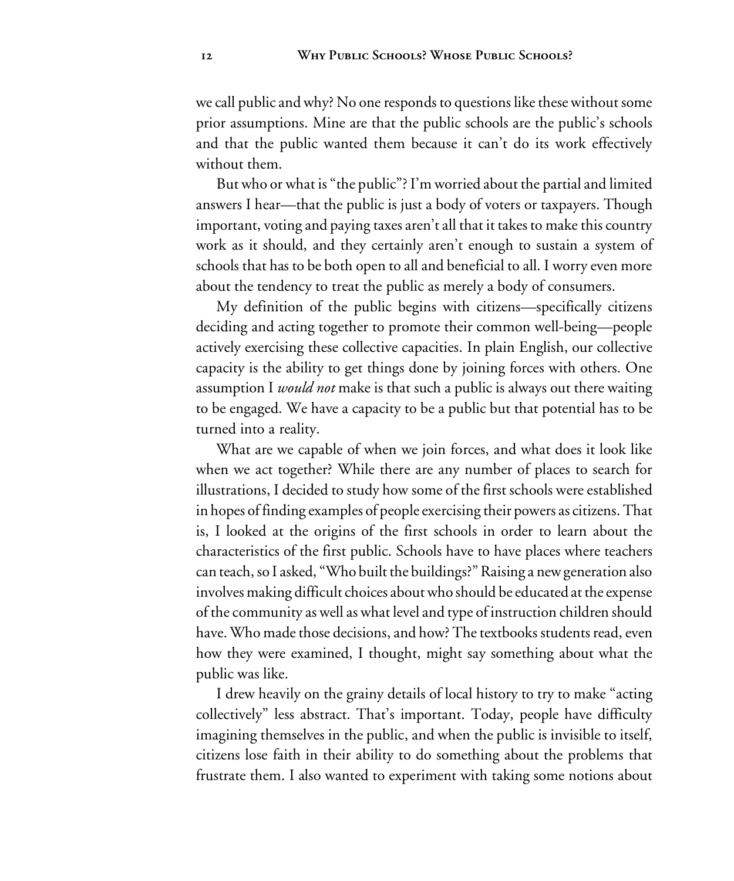we call public and why? No one responds to questions like these without some prior assumptions. Mine are that the public schools are the public's schools and that the public wanted them because it can't do its work effectively without them.

But who or what is "the public"? I'm worried about the partial and limited answers I hear—that the public is just a body of voters or taxpayers. Though important, voting and paying taxes aren't all that it takes to make this country work as it should, and they certainly aren't enough to sustain a system of schools that has to be both open to all and beneficial to all. I worry even more about the tendency to treat the public as merely a body of consumers.

My definition of the public begins with citizens—specifically citizens deciding and acting together to promote their common well-being—people actively exercising these collective capacities. In plain English, our collective capacity is the ability to get things done by joining forces with others. One assumption I *would not* make is that such a public is always out there waiting to be engaged. We have a capacity to be a public but that potential has to be turned into a reality.

What are we capable of when we join forces, and what does it look like when we act together? While there are any number of places to search for illustrations, I decided to study how some of the first schools were established in hopes of finding examples of people exercising their powers as citizens. That is, I looked at the origins of the first schools in order to learn about the characteristics of the first public. Schools have to have places where teachers can teach, so I asked, "Who built the buildings?" Raising a new generation also involves making difficult choices about who should be educated at the expense of the community as well as what level and type of instruction children should have. Who made those decisions, and how? The textbooks students read, even how they were examined, I thought, might say something about what the public was like.

I drew heavily on the grainy details of local history to try to make "acting collectively" less abstract. That's important. Today, people have difficulty imagining themselves in the public, and when the public is invisible to itself, citizens lose faith in their ability to do something about the problems that frustrate them. I also wanted to experiment with taking some notions about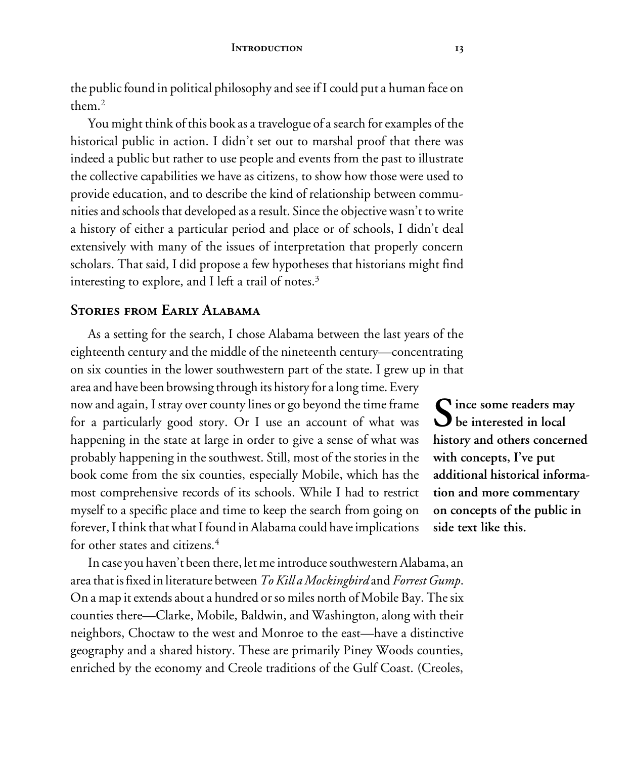the public found in political philosophy and see if I could put a human face on them.[2]

You might think of this book as a travelogue of a search for examples of the historical public in action. I didn't set out to marshal proof that there was indeed a public but rather to use people and events from the past to illustrate the collective capabilities we have as citizens, to show how those were used to provide education, and to describe the kind of relationship between communities and schools that developed as a result. Since the objective wasn't to write a history of either a particular period and place or of schools, I didn't deal extensively with many of the issues of interpretation that properly concern scholars. That said, I did propose a few hypotheses that historians might find interesting to explore, and I left a trail of notes.[3]

## Stories from Early Alabama

As a setting for the search, I chose Alabama between the last years of the eighteenth century and the middle of the nineteenth century—concentrating on six counties in the lower southwestern part of the state. I grew up in that area and have been browsing through its history for a long time. Every now and again, I stray over county lines or go beyond the time frame for a particularly good story. Or I use an account of what was happening in the state at large in order to give a sense of what was probably happening in the southwest. Still, most of the stories in the book come from the six counties, especially Mobile, which has the most comprehensive records of its schools. While I had to restrict myself to a specific place and time to keep the search from going on forever, I think that what I found in Alabama could have implications for other states and citizens.[4]

**Since some readers may be interested in local history and others concerned with concepts, I've put additional historical information and more commentary on concepts of the public in side text like this.**

In case you haven't been there, let me introduce southwestern Alabama, an area that is fixed in literature between *To Kill a Mockingbird* and *Forrest Gump*. On a map it extends about a hundred or so miles north of Mobile Bay. The six counties there—Clarke, Mobile, Baldwin, and Washington, along with their neighbors, Choctaw to the west and Monroe to the east—have a distinctive geography and a shared history. These are primarily Piney Woods counties, enriched by the economy and Creole traditions of the Gulf Coast. (Creoles,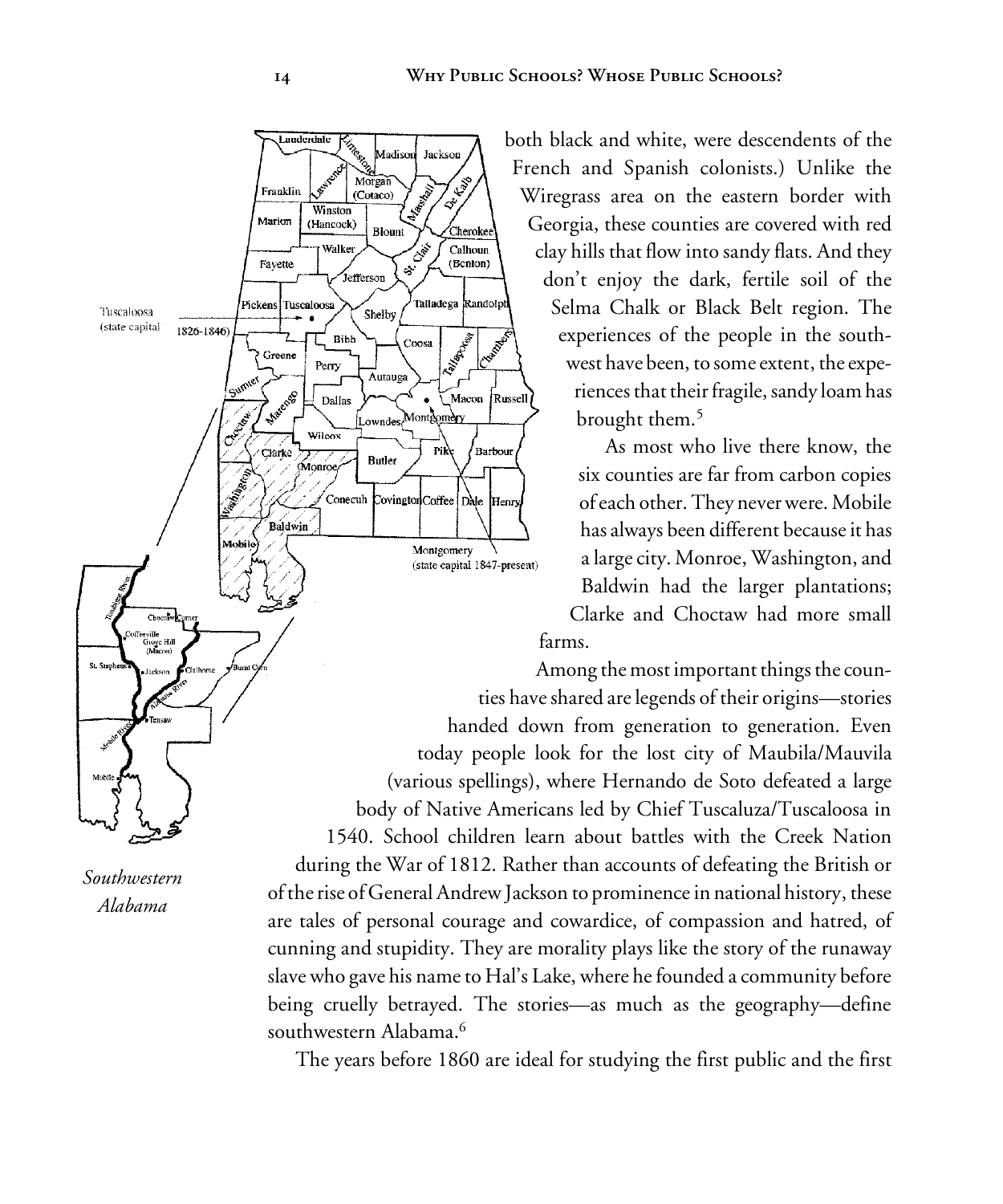both black and white, were descendents of the French and Spanish colonists.) Unlike the Wiregrass area on the eastern border with Georgia, these counties are covered with red clay hills that flow into sandy flats. And they don't enjoy the dark, fertile soil of the Selma Chalk or Black Belt region. The experiences of the people in the southwest have been, to some extent, the experiences that their fragile, sandy loam has brought them.[5]

As most who live there know, the six counties are far from carbon copies of each other. They never were. Mobile has always been different because it has a large city. Monroe, Washington, and Baldwin had the larger plantations; Clarke and Choctaw had more small farms.

Among the most important things the counties have shared are legends of their origins—stories handed down from generation to generation. Even today people look for the lost city of Maubila/Mauvila (various spellings), where Hernando de Soto defeated a large body of Native Americans led by Chief Tuscaluza/Tuscaloosa in 1540. School children learn about battles with the Creek Nation during the War of 1812. Rather than accounts of defeating the British or of the rise of General Andrew Jackson to prominence in national history, these are tales of personal courage and cowardice, of compassion and hatred, of cunning and stupidity. They are morality plays like the story of the runaway slave who gave his name to Hal's Lake, where he founded a community before being cruelly betrayed. The stories—as much as the geography—define southwestern Alabama.[6]

*Southwestern Alabama*

The years before 1860 are ideal for studying the first public and the first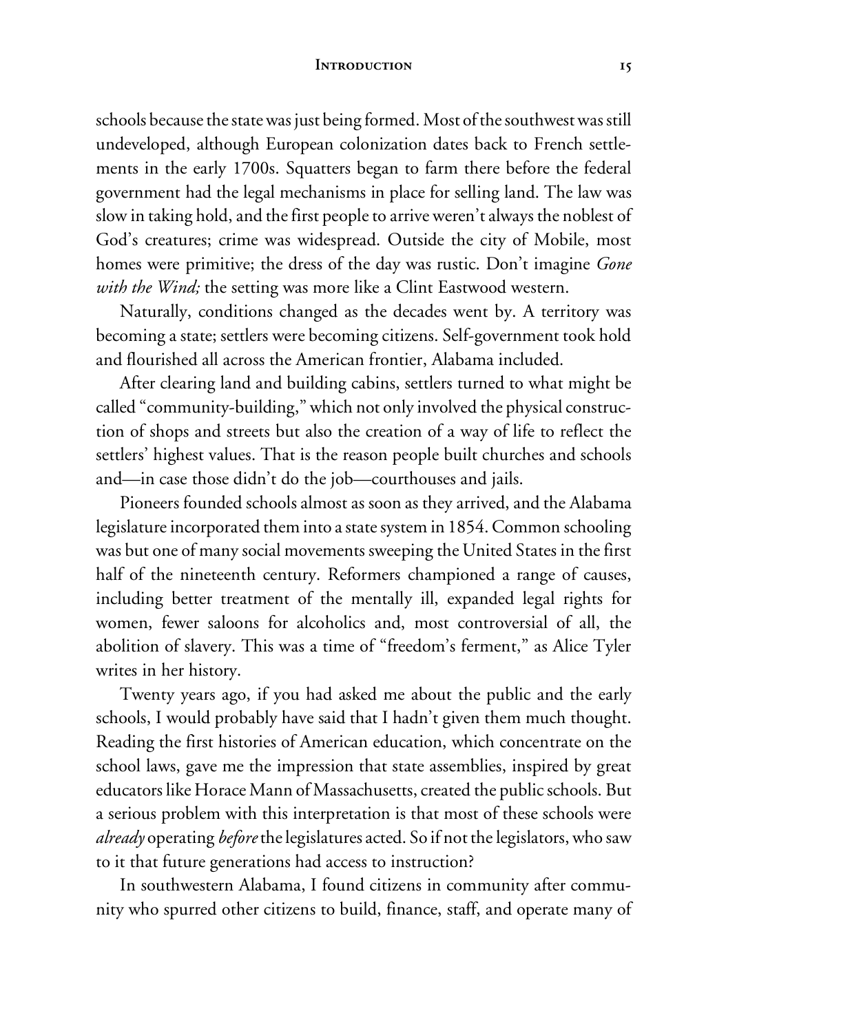schools because the state was just being formed. Most of the southwest was still undeveloped, although European colonization dates back to French settlements in the early 1700s. Squatters began to farm there before the federal government had the legal mechanisms in place for selling land. The law was slow in taking hold, and the first people to arrive weren't always the noblest of God's creatures; crime was widespread. Outside the city of Mobile, most homes were primitive; the dress of the day was rustic. Don't imagine *Gone with the Wind;* the setting was more like a Clint Eastwood western.

Naturally, conditions changed as the decades went by. A territory was becoming a state; settlers were becoming citizens. Self-government took hold and flourished all across the American frontier, Alabama included.

After clearing land and building cabins, settlers turned to what might be called "community-building," which not only involved the physical construction of shops and streets but also the creation of a way of life to reflect the settlers' highest values. That is the reason people built churches and schools and—in case those didn't do the job—courthouses and jails.

Pioneers founded schools almost as soon as they arrived, and the Alabama legislature incorporated them into a state system in 1854. Common schooling was but one of many social movements sweeping the United States in the first half of the nineteenth century. Reformers championed a range of causes, including better treatment of the mentally ill, expanded legal rights for women, fewer saloons for alcoholics and, most controversial of all, the abolition of slavery. This was a time of "freedom's ferment," as Alice Tyler writes in her history.

Twenty years ago, if you had asked me about the public and the early schools, I would probably have said that I hadn't given them much thought. Reading the first histories of American education, which concentrate on the school laws, gave me the impression that state assemblies, inspired by great educators like Horace Mann of Massachusetts, created the public schools. But a serious problem with this interpretation is that most of these schools were *already* operating *before* the legislatures acted. So if not the legislators, who saw to it that future generations had access to instruction?

In southwestern Alabama, I found citizens in community after community who spurred other citizens to build, finance, staff, and operate many of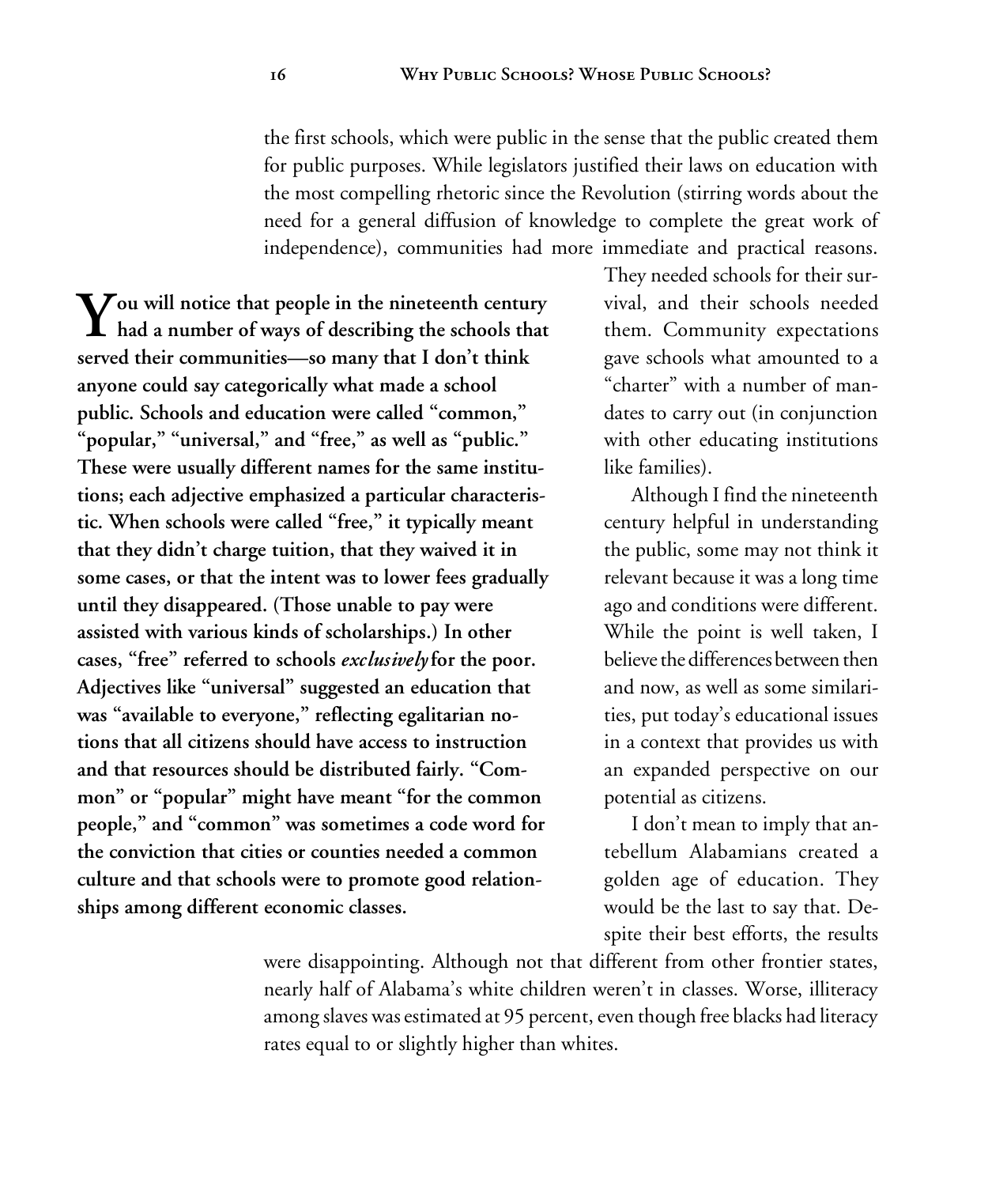the first schools, which were public in the sense that the public created them for public purposes. While legislators justified their laws on education with the most compelling rhetoric since the Revolution (stirring words about the need for a general diffusion of knowledge to complete the great work of independence), communities had more immediate and practical reasons. They needed schools for their survival, and their schools needed them. Community expectations gave schools what amounted to a "charter" with a number of mandates to carry out (in conjunction with other educating institutions like families).

**You will notice that people in the nineteenth century had a number of ways of describing the schools that served their communities—so many that I don't think anyone could say categorically what made a school public. Schools and education were called "common," "popular," "universal," and "free," as well as "public." These were usually different names for the same institutions; each adjective emphasized a particular characteristic. When schools were called "free," it typically meant that they didn't charge tuition, that they waived it in some cases, or that the intent was to lower fees gradually until they disappeared. (Those unable to pay were assisted with various kinds of scholarships.) In other cases, "free" referred to schools *exclusively* for the poor. Adjectives like "universal" suggested an education that was "available to everyone," reflecting egalitarian notions that all citizens should have access to instruction and that resources should be distributed fairly. "Common" or "popular" might have meant "for the common people," and "common" was sometimes a code word for the conviction that cities or counties needed a common culture and that schools were to promote good relationships among different economic classes.**

Although I find the nineteenth century helpful in understanding the public, some may not think it relevant because it was a long time ago and conditions were different. While the point is well taken, I believe the differences between then and now, as well as some similarities, put today's educational issues in a context that provides us with an expanded perspective on our potential as citizens.

I don't mean to imply that antebellum Alabamians created a golden age of education. They would be the last to say that. Despite their best efforts, the results were disappointing. Although not that different from other frontier states, nearly half of Alabama's white children weren't in classes. Worse, illiteracy among slaves was estimated at 95 percent, even though free blacks had literacy rates equal to or slightly higher than whites.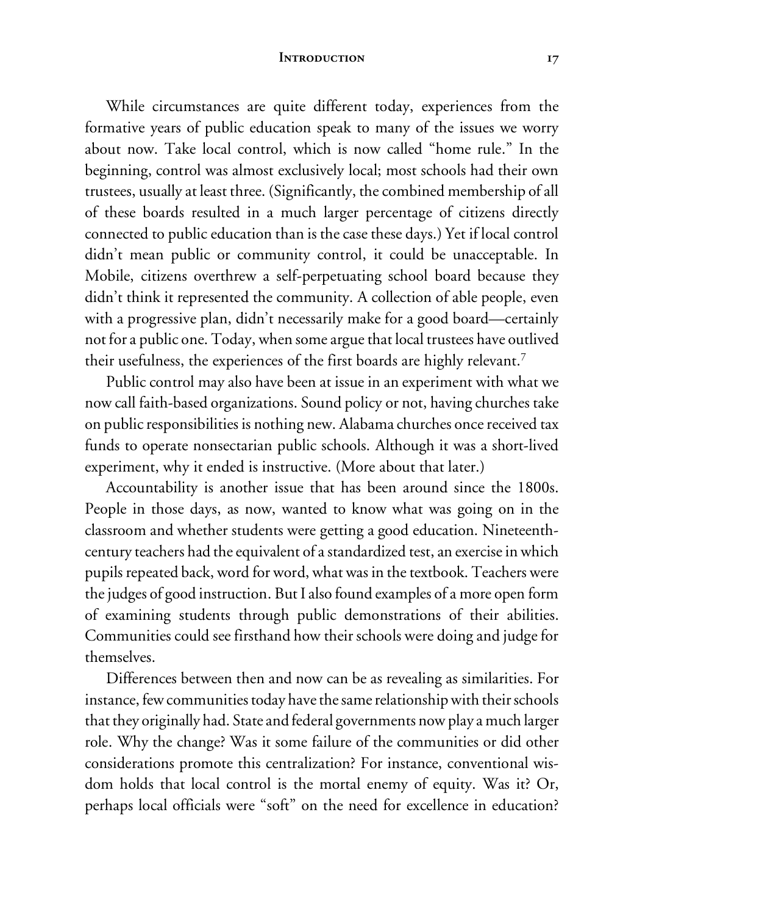While circumstances are quite different today, experiences from the formative years of public education speak to many of the issues we worry about now. Take local control, which is now called "home rule." In the beginning, control was almost exclusively local; most schools had their own trustees, usually at least three. (Significantly, the combined membership of all of these boards resulted in a much larger percentage of citizens directly connected to public education than is the case these days.) Yet if local control didn't mean public or community control, it could be unacceptable. In Mobile, citizens overthrew a self-perpetuating school board because they didn't think it represented the community. A collection of able people, even with a progressive plan, didn't necessarily make for a good board—certainly not for a public one. Today, when some argue that local trustees have outlived their usefulness, the experiences of the first boards are highly relevant.[7]

Public control may also have been at issue in an experiment with what we now call faith-based organizations. Sound policy or not, having churches take on public responsibilities is nothing new. Alabama churches once received tax funds to operate nonsectarian public schools. Although it was a short-lived experiment, why it ended is instructive. (More about that later.)

Accountability is another issue that has been around since the 1800s. People in those days, as now, wanted to know what was going on in the classroom and whether students were getting a good education. Nineteenth-century teachers had the equivalent of a standardized test, an exercise in which pupils repeated back, word for word, what was in the textbook. Teachers were the judges of good instruction. But I also found examples of a more open form of examining students through public demonstrations of their abilities. Communities could see firsthand how their schools were doing and judge for themselves.

Differences between then and now can be as revealing as similarities. For instance, few communities today have the same relationship with their schools that they originally had. State and federal governments now play a much larger role. Why the change? Was it some failure of the communities or did other considerations promote this centralization? For instance, conventional wisdom holds that local control is the mortal enemy of equity. Was it? Or, perhaps local officials were "soft" on the need for excellence in education?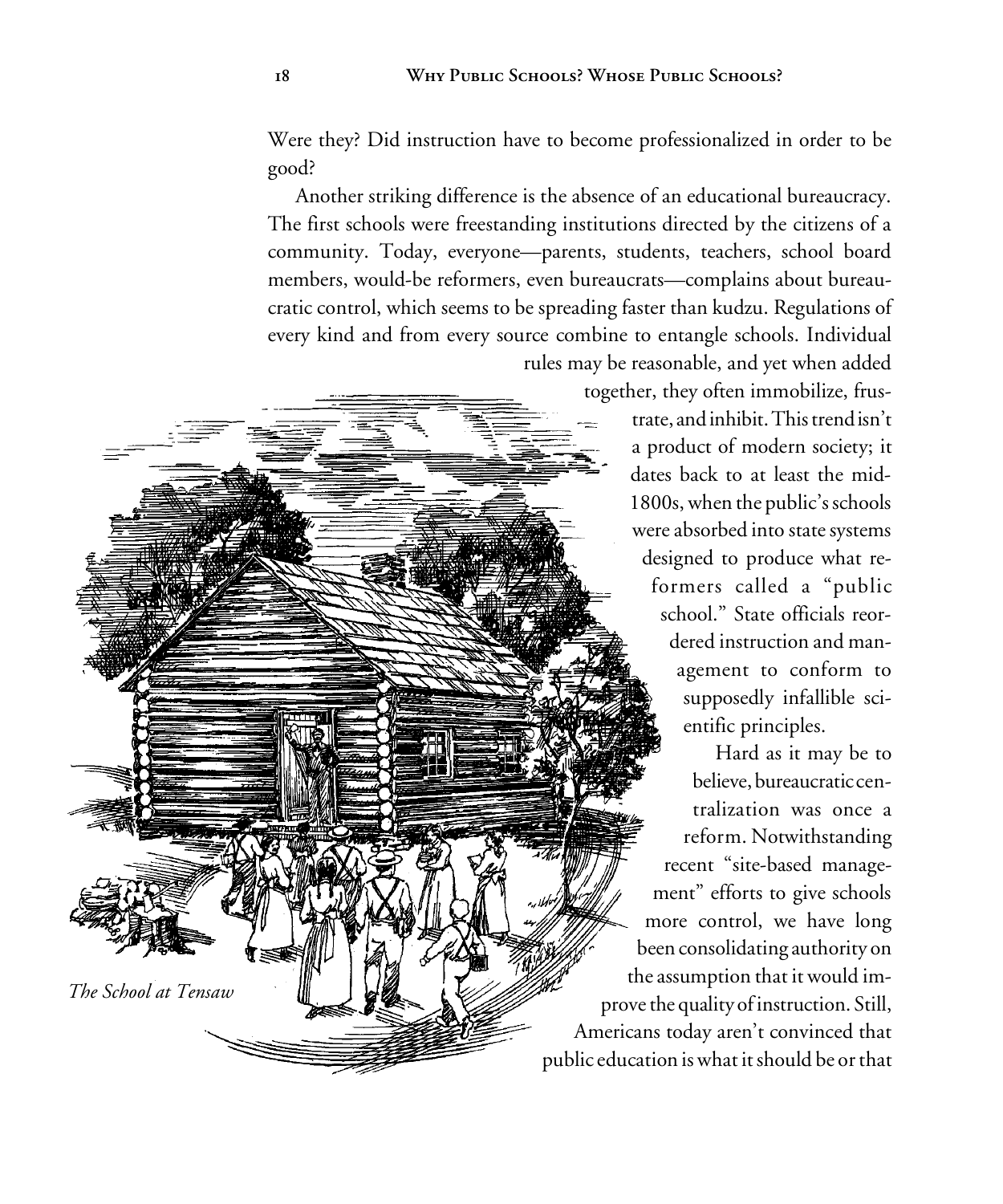Were they? Did instruction have to become professionalized in order to be good?

Another striking difference is the absence of an educational bureaucracy. The first schools were freestanding institutions directed by the citizens of a community. Today, everyone—parents, students, teachers, school board members, would-be reformers, even bureaucrats—complains about bureaucratic control, which seems to be spreading faster than kudzu. Regulations of every kind and from every source combine to entangle schools. Individual rules may be reasonable, and yet when added together, they often immobilize, frustrate, and inhibit. This trend isn't a product of modern society; it dates back to at least the mid-1800s, when the public's schools were absorbed into state systems designed to produce what reformers called a "public school." State officials reordered instruction and management to conform to supposedly infallible scientific principles.

*The School at Tensaw*

Hard as it may be to believe, bureaucratic centralization was once a reform. Notwithstanding recent "site-based management" efforts to give schools more control, we have long been consolidating authority on the assumption that it would improve the quality of instruction. Still, Americans today aren't convinced that public education is what it should be or that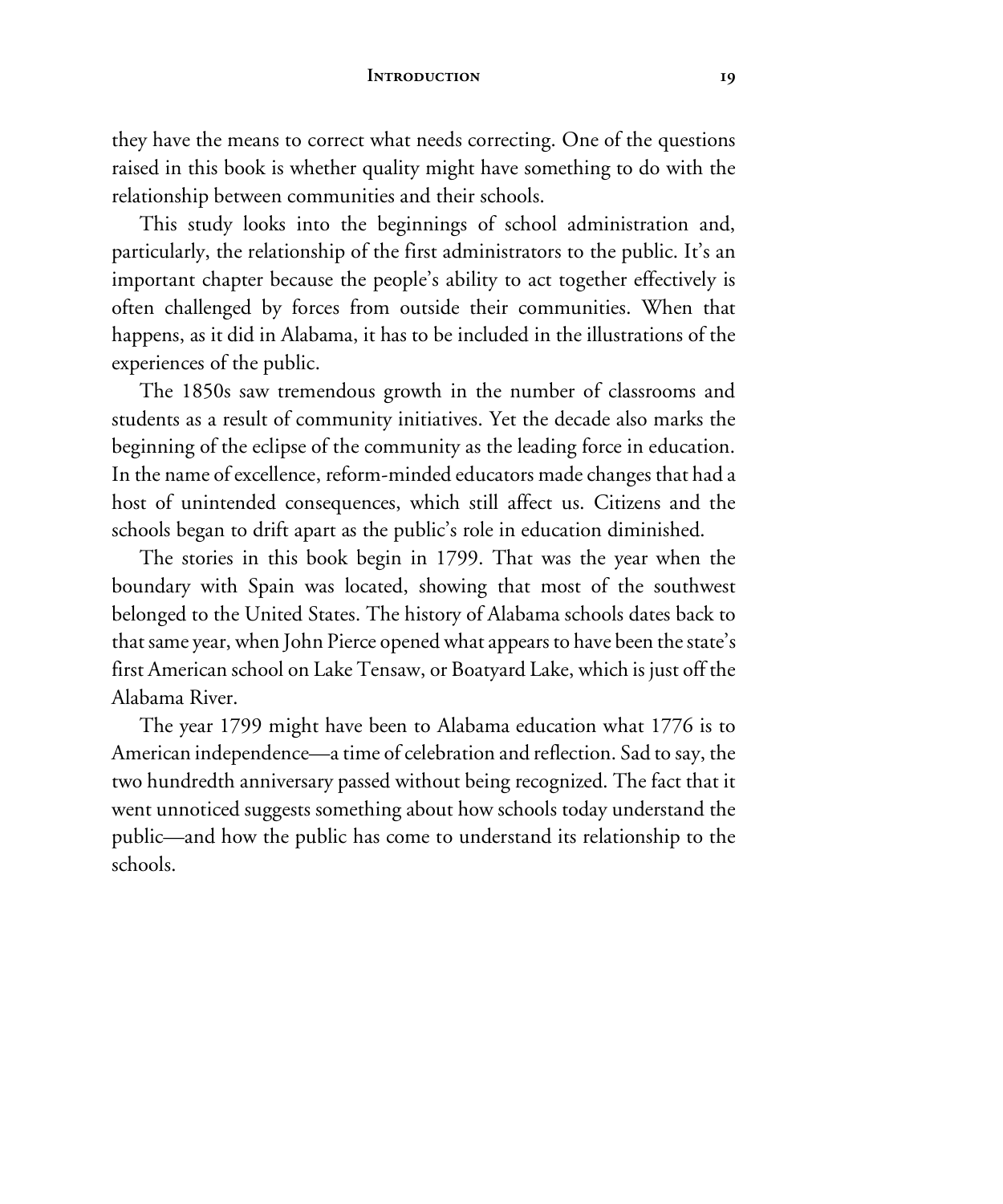they have the means to correct what needs correcting. One of the questions raised in this book is whether quality might have something to do with the relationship between communities and their schools.

This study looks into the beginnings of school administration and, particularly, the relationship of the first administrators to the public. It's an important chapter because the people's ability to act together effectively is often challenged by forces from outside their communities. When that happens, as it did in Alabama, it has to be included in the illustrations of the experiences of the public.

The 1850s saw tremendous growth in the number of classrooms and students as a result of community initiatives. Yet the decade also marks the beginning of the eclipse of the community as the leading force in education. In the name of excellence, reform-minded educators made changes that had a host of unintended consequences, which still affect us. Citizens and the schools began to drift apart as the public's role in education diminished.

The stories in this book begin in 1799. That was the year when the boundary with Spain was located, showing that most of the southwest belonged to the United States. The history of Alabama schools dates back to that same year, when John Pierce opened what appears to have been the state's first American school on Lake Tensaw, or Boatyard Lake, which is just off the Alabama River.

The year 1799 might have been to Alabama education what 1776 is to American independence—a time of celebration and reflection. Sad to say, the two hundredth anniversary passed without being recognized. The fact that it went unnoticed suggests something about how schools today understand the public—and how the public has come to understand its relationship to the schools.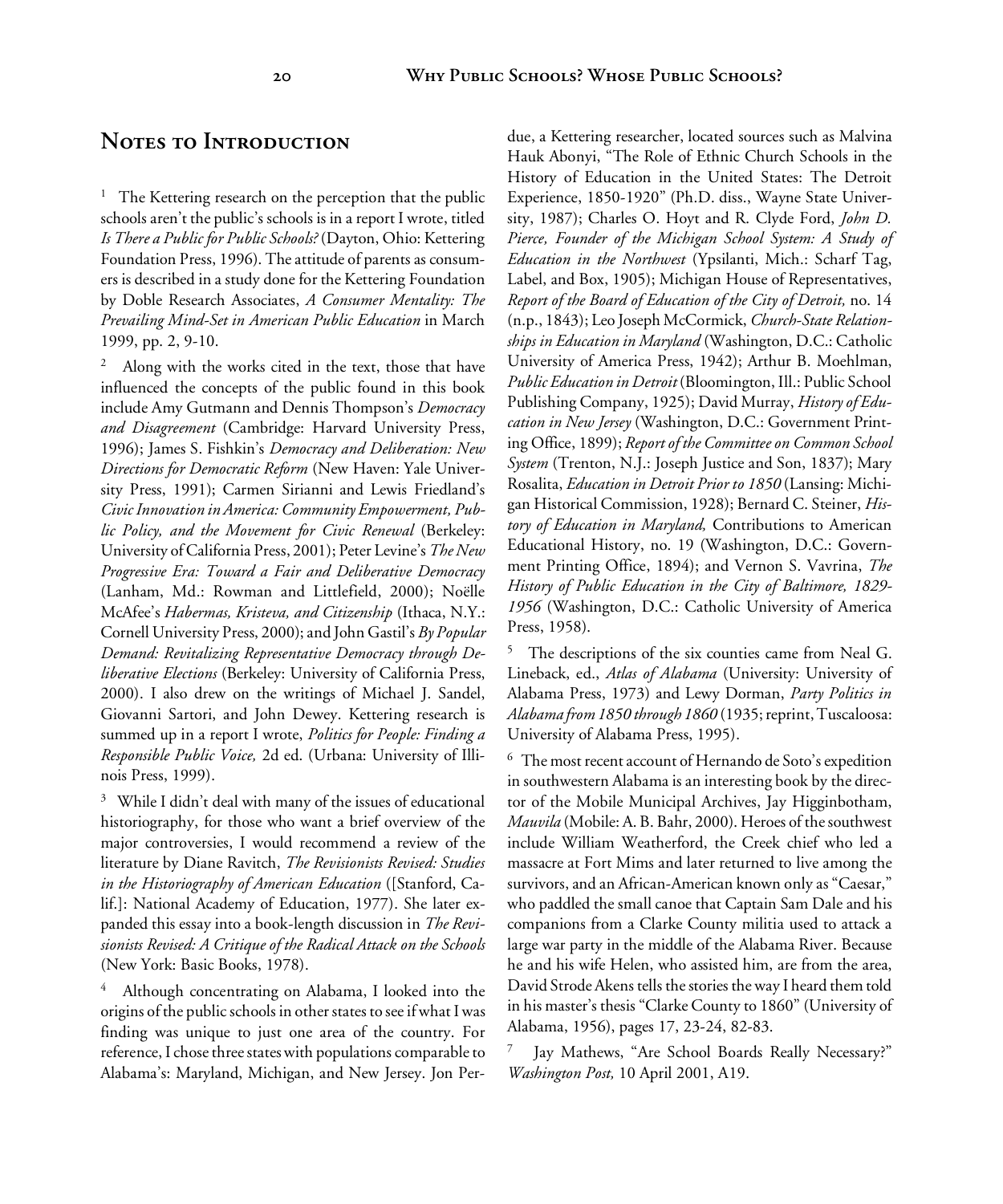## Notes to Introduction

[1] The Kettering research on the perception that the public schools aren't the public's schools is in a report I wrote, titled *Is There a Public for Public Schools?* (Dayton, Ohio: Kettering Foundation Press, 1996). The attitude of parents as consumers is described in a study done for the Kettering Foundation by Doble Research Associates, *A Consumer Mentality: The Prevailing Mind-Set in American Public Education* in March 1999, pp. 2, 9-10.

[2] Along with the works cited in the text, those that have influenced the concepts of the public found in this book include Amy Gutmann and Dennis Thompson's *Democracy and Disagreement* (Cambridge: Harvard University Press, 1996); James S. Fishkin's *Democracy and Deliberation: New Directions for Democratic Reform* (New Haven: Yale University Press, 1991); Carmen Sirianni and Lewis Friedland's *Civic Innovation in America: Community Empowerment, Public Policy, and the Movement for Civic Renewal* (Berkeley: University of California Press, 2001); Peter Levine's *The New Progressive Era: Toward a Fair and Deliberative Democracy* (Lanham, Md.: Rowman and Littlefield, 2000); Noëlle McAfee's *Habermas, Kristeva, and Citizenship* (Ithaca, N.Y.: Cornell University Press, 2000); and John Gastil's *By Popular Demand: Revitalizing Representative Democracy through Deliberative Elections* (Berkeley: University of California Press, 2000). I also drew on the writings of Michael J. Sandel, Giovanni Sartori, and John Dewey. Kettering research is summed up in a report I wrote, *Politics for People: Finding a Responsible Public Voice,* 2d ed. (Urbana: University of Illinois Press, 1999).

[3] While I didn't deal with many of the issues of educational historiography, for those who want a brief overview of the major controversies, I would recommend a review of the literature by Diane Ravitch, *The Revisionists Revised: Studies in the Historiography of American Education* ([Stanford, Calif.]: National Academy of Education, 1977). She later expanded this essay into a book-length discussion in *The Revisionists Revised: A Critique of the Radical Attack on the Schools* (New York: Basic Books, 1978).

[4] Although concentrating on Alabama, I looked into the origins of the public schools in other states to see if what I was finding was unique to just one area of the country. For reference, I chose three states with populations comparable to Alabama's: Maryland, Michigan, and New Jersey. Jon Perdue, a Kettering researcher, located sources such as Malvina Hauk Abonyi, "The Role of Ethnic Church Schools in the History of Education in the United States: The Detroit Experience, 1850-1920" (Ph.D. diss., Wayne State University, 1987); Charles O. Hoyt and R. Clyde Ford, *John D. Pierce, Founder of the Michigan School System: A Study of Education in the Northwest* (Ypsilanti, Mich.: Scharf Tag, Label, and Box, 1905); Michigan House of Representatives, *Report of the Board of Education of the City of Detroit,* no. 14 (n.p., 1843); Leo Joseph McCormick, *Church-State Relationships in Education in Maryland* (Washington, D.C.: Catholic University of America Press, 1942); Arthur B. Moehlman, *Public Education in Detroit* (Bloomington, Ill.: Public School Publishing Company, 1925); David Murray, *History of Education in New Jersey* (Washington, D.C.: Government Printing Office, 1899); *Report of the Committee on Common School System* (Trenton, N.J.: Joseph Justice and Son, 1837); Mary Rosalita, *Education in Detroit Prior to 1850* (Lansing: Michigan Historical Commission, 1928); Bernard C. Steiner, *History of Education in Maryland,* Contributions to American Educational History, no. 19 (Washington, D.C.: Government Printing Office, 1894); and Vernon S. Vavrina, *The History of Public Education in the City of Baltimore, 1829-1956* (Washington, D.C.: Catholic University of America Press, 1958).

[5] The descriptions of the six counties came from Neal G. Lineback, ed., *Atlas of Alabama* (University: University of Alabama Press, 1973) and Lewy Dorman, *Party Politics in Alabama from 1850 through 1860* (1935; reprint, Tuscaloosa: University of Alabama Press, 1995).

[6] The most recent account of Hernando de Soto's expedition in southwestern Alabama is an interesting book by the director of the Mobile Municipal Archives, Jay Higginbotham, *Mauvila* (Mobile: A. B. Bahr, 2000). Heroes of the southwest include William Weatherford, the Creek chief who led a massacre at Fort Mims and later returned to live among the survivors, and an African-American known only as "Caesar," who paddled the small canoe that Captain Sam Dale and his companions from a Clarke County militia used to attack a large war party in the middle of the Alabama River. Because he and his wife Helen, who assisted him, are from the area, David Strode Akens tells the stories the way I heard them told in his master's thesis "Clarke County to 1860" (University of Alabama, 1956), pages 17, 23-24, 82-83.

[7] Jay Mathews, "Are School Boards Really Necessary?" *Washington Post,* 10 April 2001, A19.